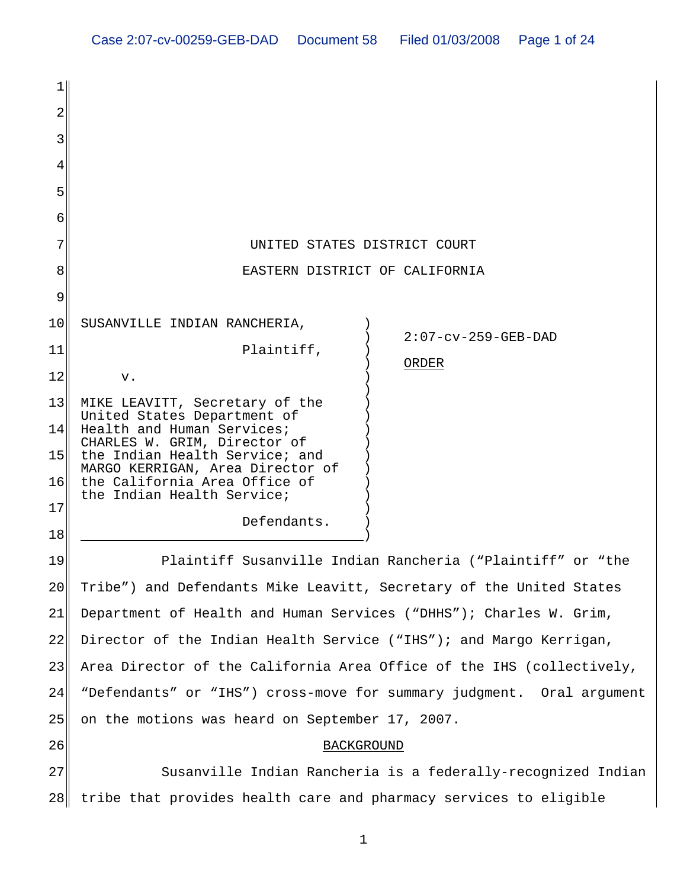UNITED STATES DISTRICT COURT

EASTERN DISTRICT OF CALIFORNIA

| | |
|---|---|
| SUSANVILLE INDIAN RANCHERIA, Plaintiff, v. MIKE LEAVITT, Secretary of the United States Department of Health and Human Services; CHARLES W. GRIM, Director of the Indian Health Service; and MARGO KERRIGAN, Area Director of the California Area Office of the Indian Health Service; Defendants. | 2:07-cv-259-GEB-DAD ORDER |

Plaintiff Susanville Indian Rancheria ("Plaintiff" or "the Tribe") and Defendants Mike Leavitt, Secretary of the United States Department of Health and Human Services ("DHHS"); Charles W. Grim, Director of the Indian Health Service ("IHS"); and Margo Kerrigan, Area Director of the California Area Office of the IHS (collectively, "Defendants" or "IHS") cross-move for summary judgment. Oral argument on the motions was heard on September 17, 2007.

BACKGROUND

Susanville Indian Rancheria is a federally-recognized Indian tribe that provides health care and pharmacy services to eligible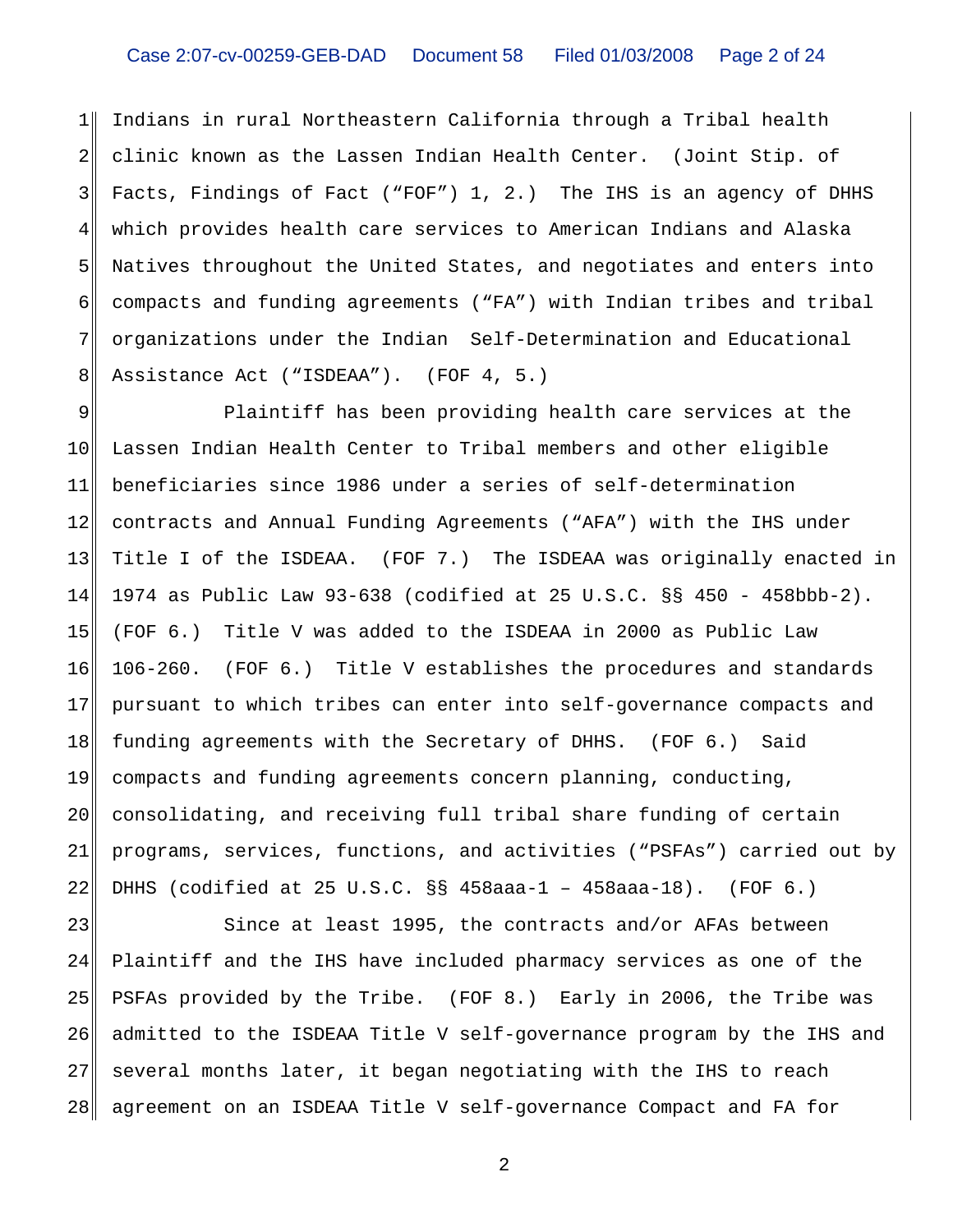Indians in rural Northeastern California through a Tribal health clinic known as the Lassen Indian Health Center. (Joint Stip. of Facts, Findings of Fact ("FOF") 1, 2.) The IHS is an agency of DHHS which provides health care services to American Indians and Alaska Natives throughout the United States, and negotiates and enters into compacts and funding agreements ("FA") with Indian tribes and tribal organizations under the Indian Self-Determination and Educational Assistance Act ("ISDEAA"). (FOF 4, 5.)

Plaintiff has been providing health care services at the Lassen Indian Health Center to Tribal members and other eligible beneficiaries since 1986 under a series of self-determination contracts and Annual Funding Agreements ("AFA") with the IHS under Title I of the ISDEAA. (FOF 7.) The ISDEAA was originally enacted in 1974 as Public Law 93-638 (codified at 25 U.S.C. §§ 450 - 458bbb-2). (FOF 6.) Title V was added to the ISDEAA in 2000 as Public Law 106-260. (FOF 6.) Title V establishes the procedures and standards pursuant to which tribes can enter into self-governance compacts and funding agreements with the Secretary of DHHS. (FOF 6.) Said compacts and funding agreements concern planning, conducting, consolidating, and receiving full tribal share funding of certain programs, services, functions, and activities ("PSFAs") carried out by DHHS (codified at 25 U.S.C. §§ 458aaa-1 – 458aaa-18). (FOF 6.)

Since at least 1995, the contracts and/or AFAs between Plaintiff and the IHS have included pharmacy services as one of the PSFAs provided by the Tribe. (FOF 8.) Early in 2006, the Tribe was admitted to the ISDEAA Title V self-governance program by the IHS and several months later, it began negotiating with the IHS to reach agreement on an ISDEAA Title V self-governance Compact and FA for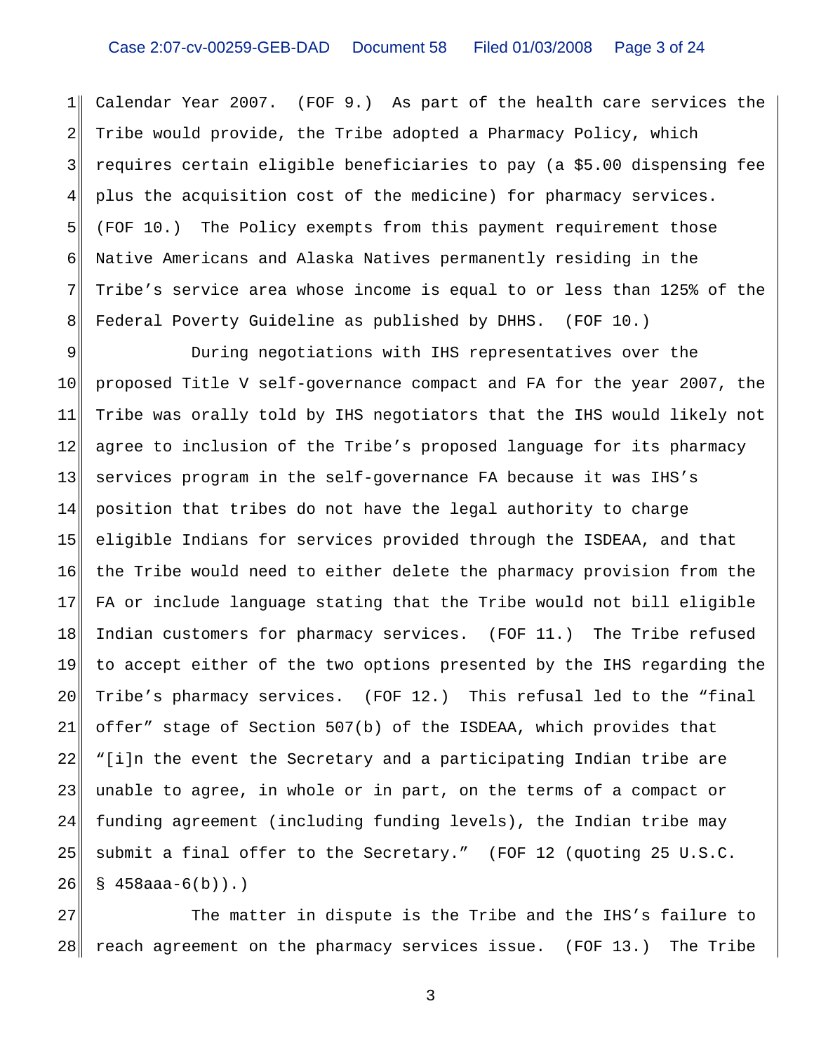Calendar Year 2007. (FOF 9.) As part of the health care services the Tribe would provide, the Tribe adopted a Pharmacy Policy, which requires certain eligible beneficiaries to pay (a $5.00 dispensing fee plus the acquisition cost of the medicine) for pharmacy services. (FOF 10.) The Policy exempts from this payment requirement those Native Americans and Alaska Natives permanently residing in the Tribe's service area whose income is equal to or less than 125% of the Federal Poverty Guideline as published by DHHS. (FOF 10.)

During negotiations with IHS representatives over the proposed Title V self-governance compact and FA for the year 2007, the Tribe was orally told by IHS negotiators that the IHS would likely not agree to inclusion of the Tribe's proposed language for its pharmacy services program in the self-governance FA because it was IHS's position that tribes do not have the legal authority to charge eligible Indians for services provided through the ISDEAA, and that the Tribe would need to either delete the pharmacy provision from the FA or include language stating that the Tribe would not bill eligible Indian customers for pharmacy services. (FOF 11.) The Tribe refused to accept either of the two options presented by the IHS regarding the Tribe's pharmacy services. (FOF 12.) This refusal led to the "final offer" stage of Section 507(b) of the ISDEAA, which provides that "[i]n the event the Secretary and a participating Indian tribe are unable to agree, in whole or in part, on the terms of a compact or funding agreement (including funding levels), the Indian tribe may submit a final offer to the Secretary." (FOF 12 (quoting 25 U.S.C. § 458aaa-6(b)).)

The matter in dispute is the Tribe and the IHS's failure to reach agreement on the pharmacy services issue. (FOF 13.) The Tribe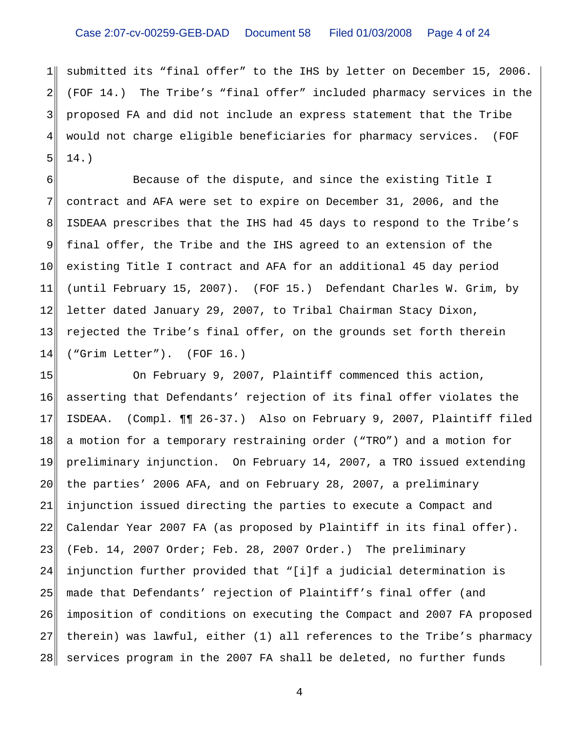submitted its "final offer" to the IHS by letter on December 15, 2006. (FOF 14.) The Tribe's "final offer" included pharmacy services in the proposed FA and did not include an express statement that the Tribe would not charge eligible beneficiaries for pharmacy services. (FOF 14.)

Because of the dispute, and since the existing Title I contract and AFA were set to expire on December 31, 2006, and the ISDEAA prescribes that the IHS had 45 days to respond to the Tribe's final offer, the Tribe and the IHS agreed to an extension of the existing Title I contract and AFA for an additional 45 day period (until February 15, 2007). (FOF 15.) Defendant Charles W. Grim, by letter dated January 29, 2007, to Tribal Chairman Stacy Dixon, rejected the Tribe's final offer, on the grounds set forth therein ("Grim Letter"). (FOF 16.)

On February 9, 2007, Plaintiff commenced this action, asserting that Defendants' rejection of its final offer violates the ISDEAA. (Compl. ¶¶ 26-37.) Also on February 9, 2007, Plaintiff filed a motion for a temporary restraining order ("TRO") and a motion for preliminary injunction. On February 14, 2007, a TRO issued extending the parties' 2006 AFA, and on February 28, 2007, a preliminary injunction issued directing the parties to execute a Compact and Calendar Year 2007 FA (as proposed by Plaintiff in its final offer). (Feb. 14, 2007 Order; Feb. 28, 2007 Order.) The preliminary injunction further provided that "[i]f a judicial determination is made that Defendants' rejection of Plaintiff's final offer (and imposition of conditions on executing the Compact and 2007 FA proposed therein) was lawful, either (1) all references to the Tribe's pharmacy services program in the 2007 FA shall be deleted, no further funds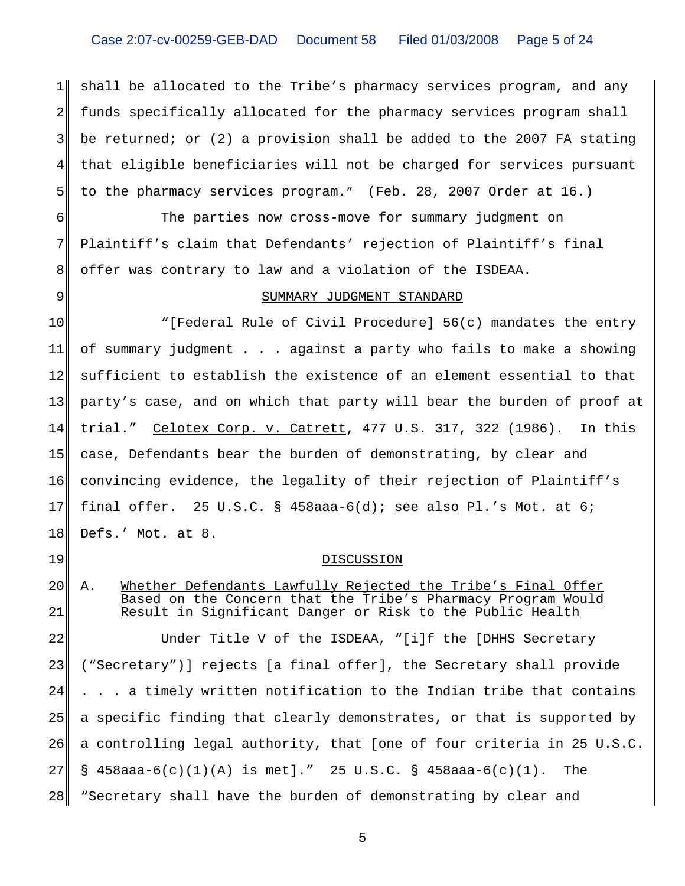shall be allocated to the Tribe's pharmacy services program, and any funds specifically allocated for the pharmacy services program shall be returned; or (2) a provision shall be added to the 2007 FA stating that eligible beneficiaries will not be charged for services pursuant to the pharmacy services program." (Feb. 28, 2007 Order at 16.)

The parties now cross-move for summary judgment on Plaintiff's claim that Defendants' rejection of Plaintiff's final offer was contrary to law and a violation of the ISDEAA.

## SUMMARY JUDGMENT STANDARD

"[Federal Rule of Civil Procedure] 56(c) mandates the entry of summary judgment . . . against a party who fails to make a showing sufficient to establish the existence of an element essential to that party's case, and on which that party will bear the burden of proof at trial." Celotex Corp. v. Catrett, 477 U.S. 317, 322 (1986). In this case, Defendants bear the burden of demonstrating, by clear and convincing evidence, the legality of their rejection of Plaintiff's final offer. 25 U.S.C. § 458aaa-6(d); see also Pl.'s Mot. at 6; Defs.' Mot. at 8.

## DISCUSSION

### A. Whether Defendants Lawfully Rejected the Tribe's Final Offer Based on the Concern that the Tribe's Pharmacy Program Would Result in Significant Danger or Risk to the Public Health

Under Title V of the ISDEAA, "[i]f the [DHHS Secretary ("Secretary")] rejects [a final offer], the Secretary shall provide . . . a timely written notification to the Indian tribe that contains a specific finding that clearly demonstrates, or that is supported by a controlling legal authority, that [one of four criteria in 25 U.S.C. § 458aaa-6(c)(1)(A) is met]." 25 U.S.C. § 458aaa-6(c)(1). The "Secretary shall have the burden of demonstrating by clear and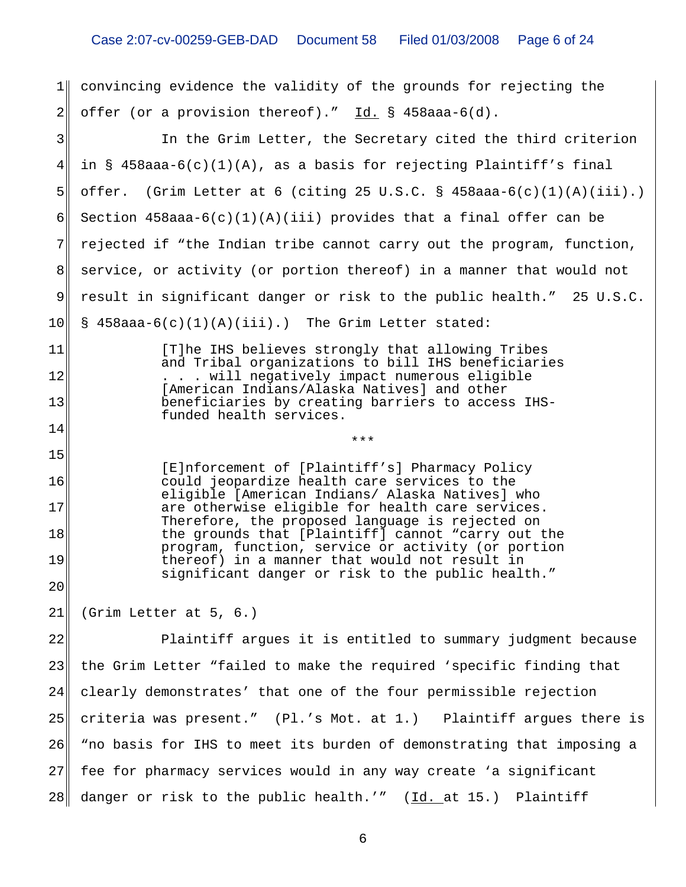convincing evidence the validity of the grounds for rejecting the offer (or a provision thereof)." Id. § 458aaa-6(d).

In the Grim Letter, the Secretary cited the third criterion in § 458aaa-6(c)(1)(A), as a basis for rejecting Plaintiff's final offer. (Grim Letter at 6 (citing 25 U.S.C. § 458aaa-6(c)(1)(A)(iii).) Section 458aaa-6(c)(1)(A)(iii) provides that a final offer can be rejected if "the Indian tribe cannot carry out the program, function, service, or activity (or portion thereof) in a manner that would not result in significant danger or risk to the public health." 25 U.S.C. § 458aaa-6(c)(1)(A)(iii).) The Grim Letter stated:

> [T]he IHS believes strongly that allowing Tribes and Tribal organizations to bill IHS beneficiaries . . . will negatively impact numerous eligible [American Indians/Alaska Natives] and other beneficiaries by creating barriers to access IHS-funded health services.
>
> ***
>
> [E]nforcement of [Plaintiff's] Pharmacy Policy could jeopardize health care services to the eligible [American Indians/ Alaska Natives] who are otherwise eligible for health care services. Therefore, the proposed language is rejected on the grounds that [Plaintiff] cannot "carry out the program, function, service or activity (or portion thereof) in a manner that would not result in significant danger or risk to the public health."

(Grim Letter at 5, 6.)

Plaintiff argues it is entitled to summary judgment because the Grim Letter "failed to make the required 'specific finding that clearly demonstrates' that one of the four permissible rejection criteria was present." (Pl.'s Mot. at 1.) Plaintiff argues there is "no basis for IHS to meet its burden of demonstrating that imposing a fee for pharmacy services would in any way create 'a significant danger or risk to the public health.'" (Id. at 15.) Plaintiff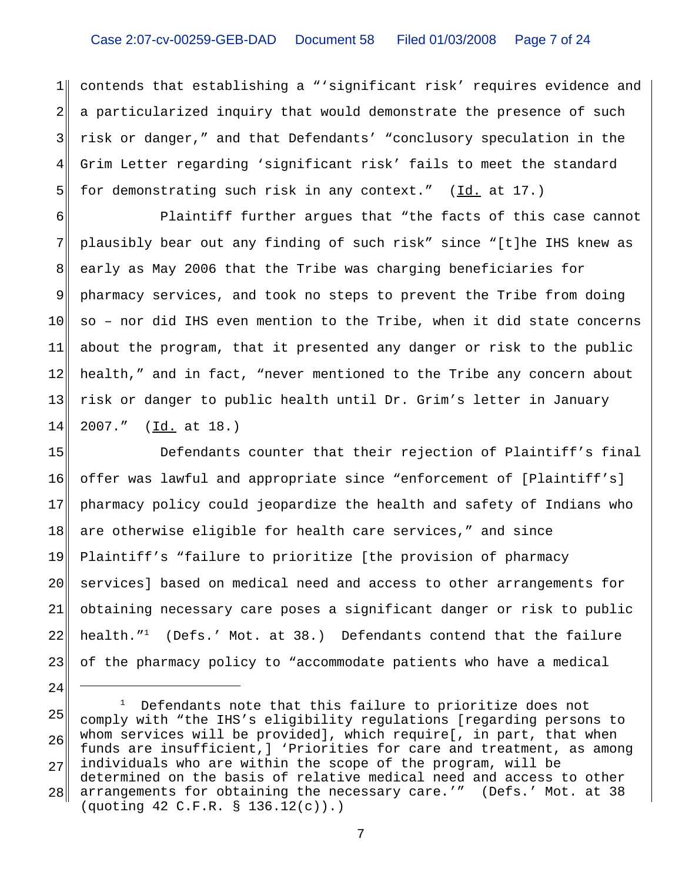contends that establishing a "'significant risk' requires evidence and a particularized inquiry that would demonstrate the presence of such risk or danger," and that Defendants' "conclusory speculation in the Grim Letter regarding 'significant risk' fails to meet the standard for demonstrating such risk in any context." (Id. at 17.)

Plaintiff further argues that "the facts of this case cannot plausibly bear out any finding of such risk" since "[t]he IHS knew as early as May 2006 that the Tribe was charging beneficiaries for pharmacy services, and took no steps to prevent the Tribe from doing so – nor did IHS even mention to the Tribe, when it did state concerns about the program, that it presented any danger or risk to the public health," and in fact, "never mentioned to the Tribe any concern about risk or danger to public health until Dr. Grim's letter in January 2007." (Id. at 18.)

Defendants counter that their rejection of Plaintiff's final offer was lawful and appropriate since "enforcement of [Plaintiff's] pharmacy policy could jeopardize the health and safety of Indians who are otherwise eligible for health care services," and since Plaintiff's "failure to prioritize [the provision of pharmacy services] based on medical need and access to other arrangements for obtaining necessary care poses a significant danger or risk to public health."[1] (Defs.' Mot. at 38.) Defendants contend that the failure of the pharmacy policy to "accommodate patients who have a medical

---

[1] Defendants note that this failure to prioritize does not comply with "the IHS's eligibility regulations [regarding persons to whom services will be provided], which require[, in part, that when funds are insufficient,] 'Priorities for care and treatment, as among individuals who are within the scope of the program, will be determined on the basis of relative medical need and access to other arrangements for obtaining the necessary care.'" (Defs.' Mot. at 38 (quoting 42 C.F.R. § 136.12(c)).)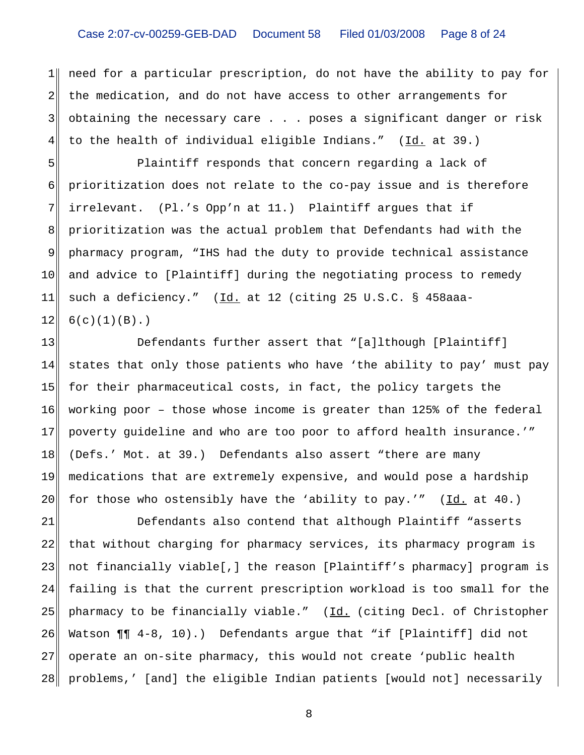need for a particular prescription, do not have the ability to pay for the medication, and do not have access to other arrangements for obtaining the necessary care . . . poses a significant danger or risk to the health of individual eligible Indians." (Id. at 39.)

Plaintiff responds that concern regarding a lack of prioritization does not relate to the co-pay issue and is therefore irrelevant. (Pl.'s Opp'n at 11.) Plaintiff argues that if prioritization was the actual problem that Defendants had with the pharmacy program, "IHS had the duty to provide technical assistance and advice to [Plaintiff] during the negotiating process to remedy such a deficiency." (Id. at 12 (citing 25 U.S.C. § 458aaa-6(c)(1)(B).)

Defendants further assert that "[a]lthough [Plaintiff] states that only those patients who have 'the ability to pay' must pay for their pharmaceutical costs, in fact, the policy targets the working poor – those whose income is greater than 125% of the federal poverty guideline and who are too poor to afford health insurance.'" (Defs.' Mot. at 39.) Defendants also assert "there are many medications that are extremely expensive, and would pose a hardship for those who ostensibly have the 'ability to pay.'" (Id. at 40.)

Defendants also contend that although Plaintiff "asserts that without charging for pharmacy services, its pharmacy program is not financially viable[,] the reason [Plaintiff's pharmacy] program is failing is that the current prescription workload is too small for the pharmacy to be financially viable." (Id. (citing Decl. of Christopher Watson ¶¶ 4-8, 10).) Defendants argue that "if [Plaintiff] did not operate an on-site pharmacy, this would not create 'public health problems,' [and] the eligible Indian patients [would not] necessarily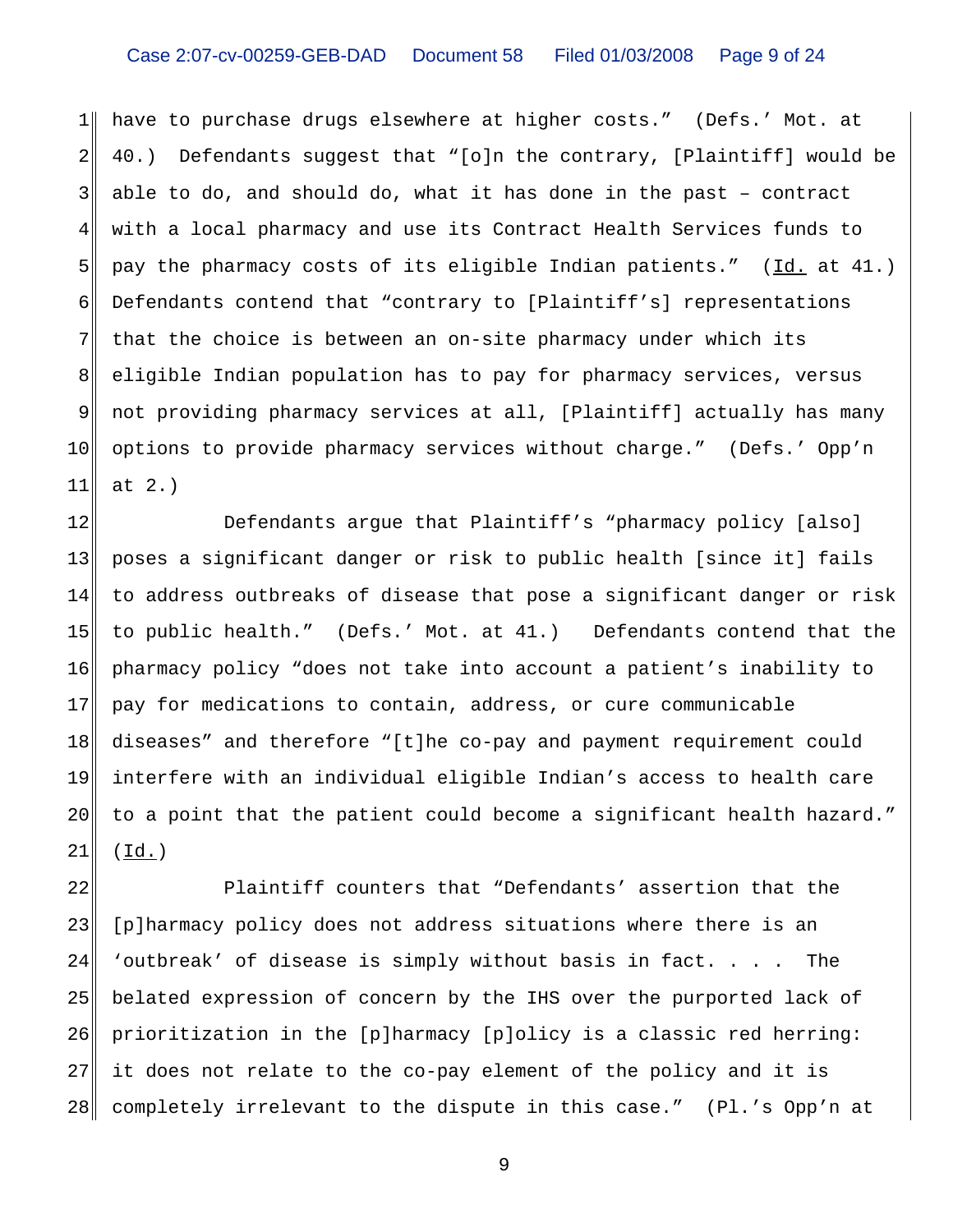have to purchase drugs elsewhere at higher costs." (Defs.' Mot. at 40.) Defendants suggest that "[o]n the contrary, [Plaintiff] would be able to do, and should do, what it has done in the past – contract with a local pharmacy and use its Contract Health Services funds to pay the pharmacy costs of its eligible Indian patients." (Id. at 41.) Defendants contend that "contrary to [Plaintiff's] representations that the choice is between an on-site pharmacy under which its eligible Indian population has to pay for pharmacy services, versus not providing pharmacy services at all, [Plaintiff] actually has many options to provide pharmacy services without charge." (Defs.' Opp'n at 2.)

Defendants argue that Plaintiff's "pharmacy policy [also] poses a significant danger or risk to public health [since it] fails to address outbreaks of disease that pose a significant danger or risk to public health." (Defs.' Mot. at 41.) Defendants contend that the pharmacy policy "does not take into account a patient's inability to pay for medications to contain, address, or cure communicable diseases" and therefore "[t]he co-pay and payment requirement could interfere with an individual eligible Indian's access to health care to a point that the patient could become a significant health hazard." (Id.)

Plaintiff counters that "Defendants' assertion that the [p]harmacy policy does not address situations where there is an 'outbreak' of disease is simply without basis in fact. . . . The belated expression of concern by the IHS over the purported lack of prioritization in the [p]harmacy [p]olicy is a classic red herring: it does not relate to the co-pay element of the policy and it is completely irrelevant to the dispute in this case." (Pl.'s Opp'n at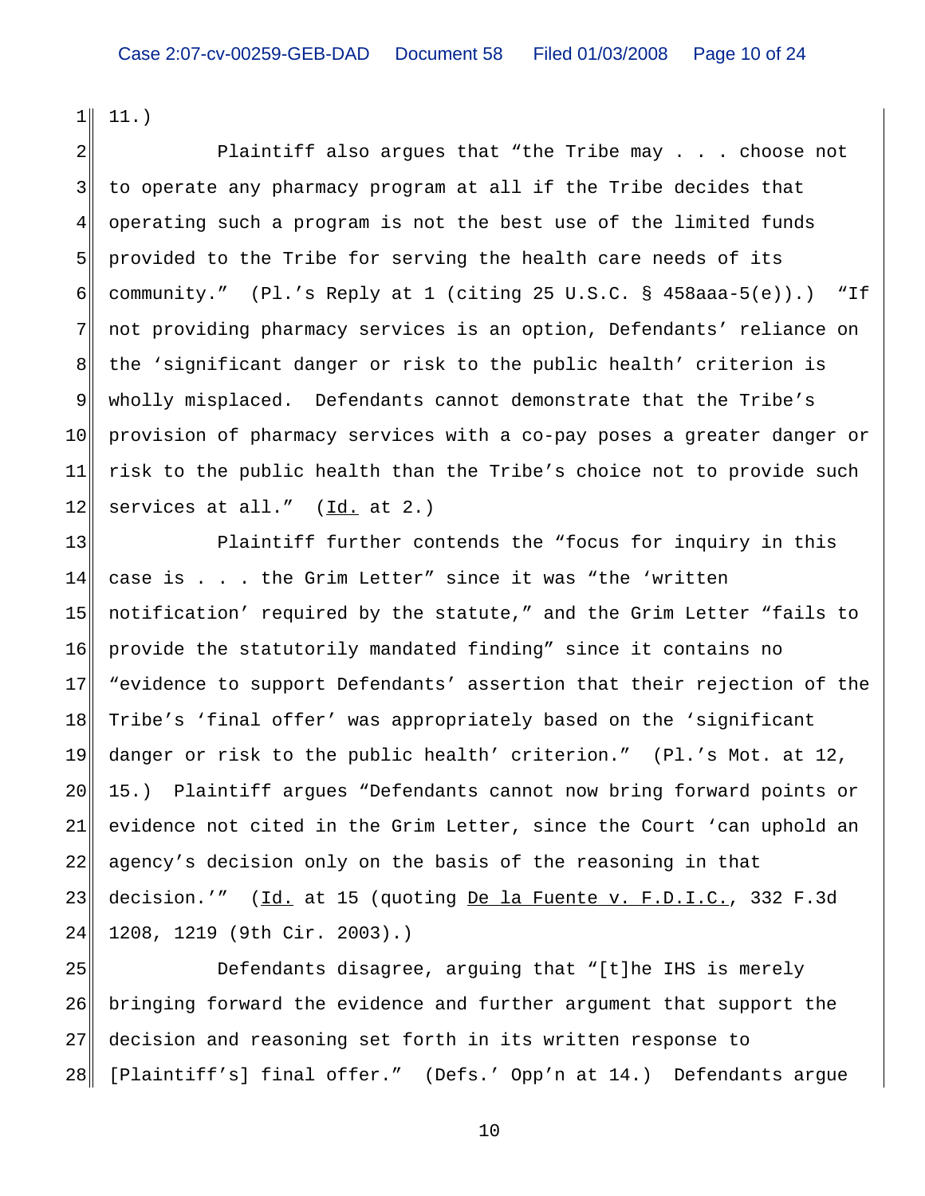11.)

Plaintiff also argues that "the Tribe may . . . choose not to operate any pharmacy program at all if the Tribe decides that operating such a program is not the best use of the limited funds provided to the Tribe for serving the health care needs of its community." (Pl.'s Reply at 1 (citing 25 U.S.C. § 458aaa-5(e)).) "If not providing pharmacy services is an option, Defendants' reliance on the 'significant danger or risk to the public health' criterion is wholly misplaced. Defendants cannot demonstrate that the Tribe's provision of pharmacy services with a co-pay poses a greater danger or risk to the public health than the Tribe's choice not to provide such services at all." (Id. at 2.)

Plaintiff further contends the "focus for inquiry in this case is . . . the Grim Letter" since it was "the 'written notification' required by the statute," and the Grim Letter "fails to provide the statutorily mandated finding" since it contains no "evidence to support Defendants' assertion that their rejection of the Tribe's 'final offer' was appropriately based on the 'significant danger or risk to the public health' criterion." (Pl.'s Mot. at 12, 15.) Plaintiff argues "Defendants cannot now bring forward points or evidence not cited in the Grim Letter, since the Court 'can uphold an agency's decision only on the basis of the reasoning in that decision.'" (Id. at 15 (quoting De la Fuente v. F.D.I.C., 332 F.3d 1208, 1219 (9th Cir. 2003).)

Defendants disagree, arguing that "[t]he IHS is merely bringing forward the evidence and further argument that support the decision and reasoning set forth in its written response to [Plaintiff's] final offer." (Defs.' Opp'n at 14.) Defendants argue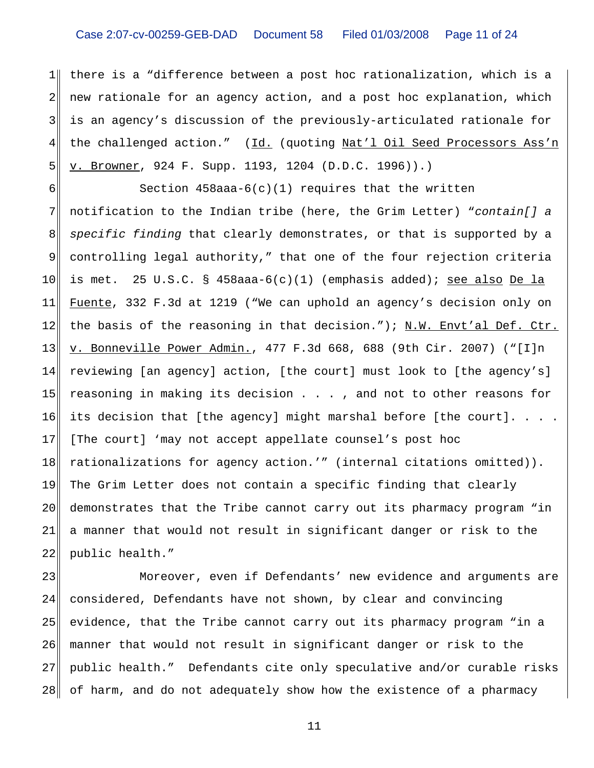there is a "difference between a post hoc rationalization, which is a new rationale for an agency action, and a post hoc explanation, which is an agency's discussion of the previously-articulated rationale for the challenged action." (Id. (quoting Nat'l Oil Seed Processors Ass'n v. Browner, 924 F. Supp. 1193, 1204 (D.D.C. 1996)).)

Section 458aaa-6(c)(1) requires that the written notification to the Indian tribe (here, the Grim Letter) "*contain[] a specific finding* that clearly demonstrates, or that is supported by a controlling legal authority," that one of the four rejection criteria is met. 25 U.S.C. § 458aaa-6(c)(1) (emphasis added); see also De la Fuente, 332 F.3d at 1219 ("We can uphold an agency's decision only on the basis of the reasoning in that decision."); N.W. Envt'al Def. Ctr. v. Bonneville Power Admin., 477 F.3d 668, 688 (9th Cir. 2007) ("[I]n reviewing [an agency] action, [the court] must look to [the agency's] reasoning in making its decision . . . , and not to other reasons for its decision that [the agency] might marshal before [the court]. . . . [The court] 'may not accept appellate counsel's post hoc rationalizations for agency action.'" (internal citations omitted)). The Grim Letter does not contain a specific finding that clearly demonstrates that the Tribe cannot carry out its pharmacy program "in a manner that would not result in significant danger or risk to the public health."

Moreover, even if Defendants' new evidence and arguments are considered, Defendants have not shown, by clear and convincing evidence, that the Tribe cannot carry out its pharmacy program "in a manner that would not result in significant danger or risk to the public health." Defendants cite only speculative and/or curable risks of harm, and do not adequately show how the existence of a pharmacy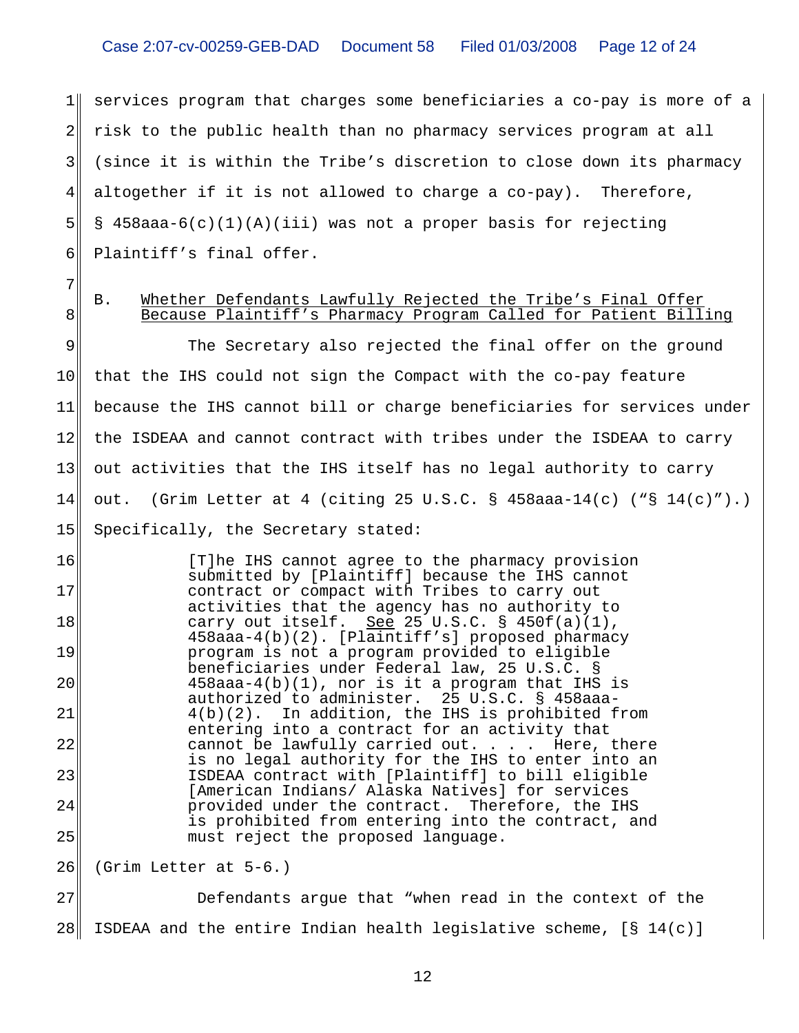services program that charges some beneficiaries a co-pay is more of a risk to the public health than no pharmacy services program at all (since it is within the Tribe's discretion to close down its pharmacy altogether if it is not allowed to charge a co-pay). Therefore, § 458aaa-6(c)(1)(A)(iii) was not a proper basis for rejecting Plaintiff's final offer.

### B. Whether Defendants Lawfully Rejected the Tribe's Final Offer Because Plaintiff's Pharmacy Program Called for Patient Billing

The Secretary also rejected the final offer on the ground that the IHS could not sign the Compact with the co-pay feature because the IHS cannot bill or charge beneficiaries for services under the ISDEAA and cannot contract with tribes under the ISDEAA to carry out activities that the IHS itself has no legal authority to carry out. (Grim Letter at 4 (citing 25 U.S.C. § 458aaa-14(c) ("§ 14(c)").) Specifically, the Secretary stated:

> [T]he IHS cannot agree to the pharmacy provision submitted by [Plaintiff] because the IHS cannot contract or compact with Tribes to carry out activities that the agency has no authority to carry out itself. <u>See</u> 25 U.S.C. § 450f(a)(1), 458aaa-4(b)(2). [Plaintiff's] proposed pharmacy program is not a program provided to eligible beneficiaries under Federal law, 25 U.S.C. § 458aaa-4(b)(1), nor is it a program that IHS is authorized to administer. 25 U.S.C. § 458aaa-4(b)(2). In addition, the IHS is prohibited from entering into a contract for an activity that cannot be lawfully carried out. . . . Here, there is no legal authority for the IHS to enter into an ISDEAA contract with [Plaintiff] to bill eligible [American Indians/ Alaska Natives] for services provided under the contract. Therefore, the IHS is prohibited from entering into the contract, and must reject the proposed language.

(Grim Letter at 5-6.)

Defendants argue that "when read in the context of the ISDEAA and the entire Indian health legislative scheme, [§ 14(c)]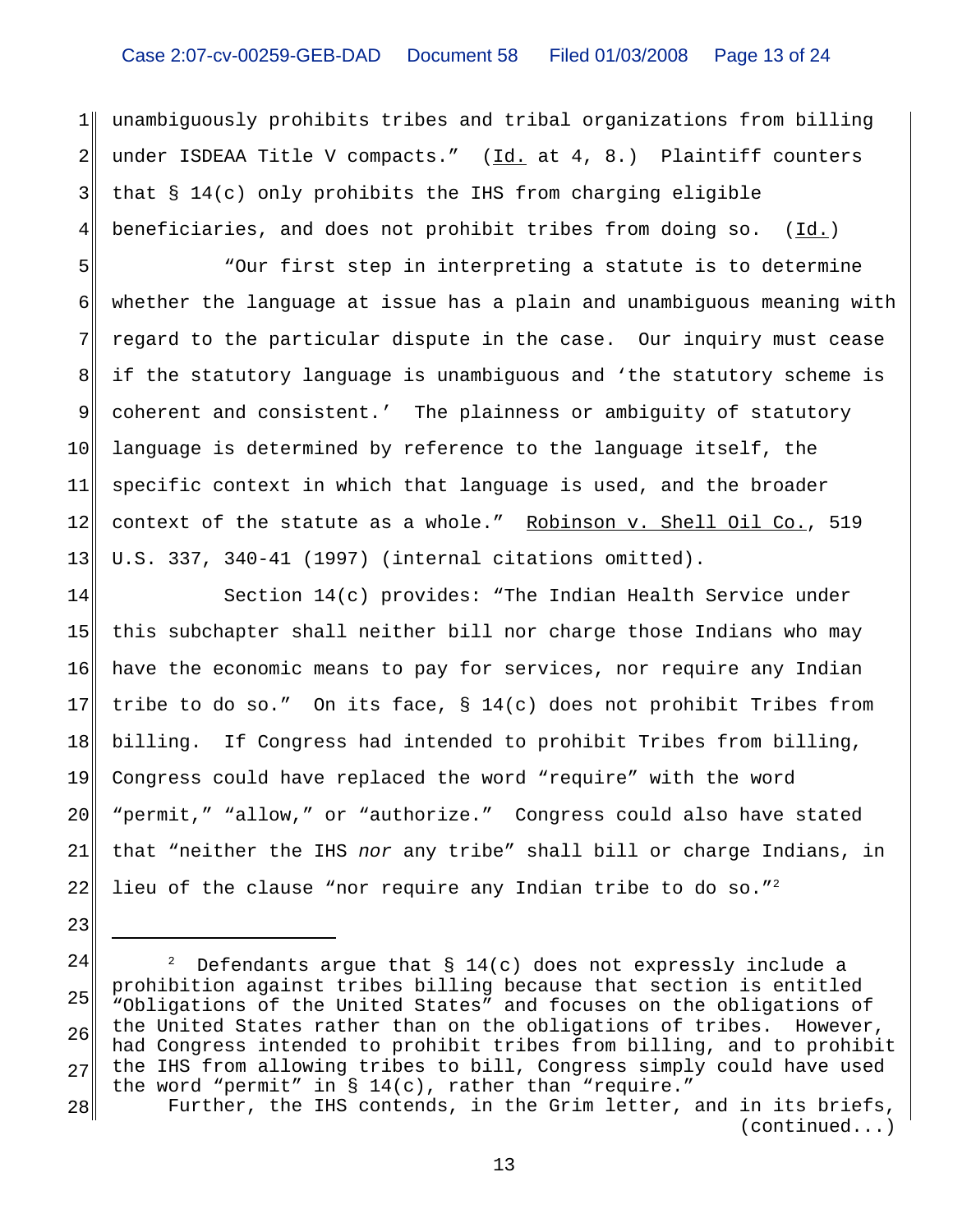unambiguously prohibits tribes and tribal organizations from billing under ISDEAA Title V compacts." (Id. at 4, 8.) Plaintiff counters that § 14(c) only prohibits the IHS from charging eligible beneficiaries, and does not prohibit tribes from doing so. (Id.)

"Our first step in interpreting a statute is to determine whether the language at issue has a plain and unambiguous meaning with regard to the particular dispute in the case. Our inquiry must cease if the statutory language is unambiguous and 'the statutory scheme is coherent and consistent.' The plainness or ambiguity of statutory language is determined by reference to the language itself, the specific context in which that language is used, and the broader context of the statute as a whole." Robinson v. Shell Oil Co., 519 U.S. 337, 340-41 (1997) (internal citations omitted).

Section 14(c) provides: "The Indian Health Service under this subchapter shall neither bill nor charge those Indians who may have the economic means to pay for services, nor require any Indian tribe to do so." On its face, § 14(c) does not prohibit Tribes from billing. If Congress had intended to prohibit Tribes from billing, Congress could have replaced the word "require" with the word "permit," "allow," or "authorize." Congress could also have stated that "neither the IHS *nor* any tribe" shall bill or charge Indians, in lieu of the clause "nor require any Indian tribe to do so."[2]

---

[2] Defendants argue that § 14(c) does not expressly include a prohibition against tribes billing because that section is entitled "Obligations of the United States" and focuses on the obligations of the United States rather than on the obligations of tribes. However, had Congress intended to prohibit tribes from billing, and to prohibit the IHS from allowing tribes to bill, Congress simply could have used the word "permit" in § 14(c), rather than "require."

Further, the IHS contends, in the Grim letter, and in its briefs, (continued...)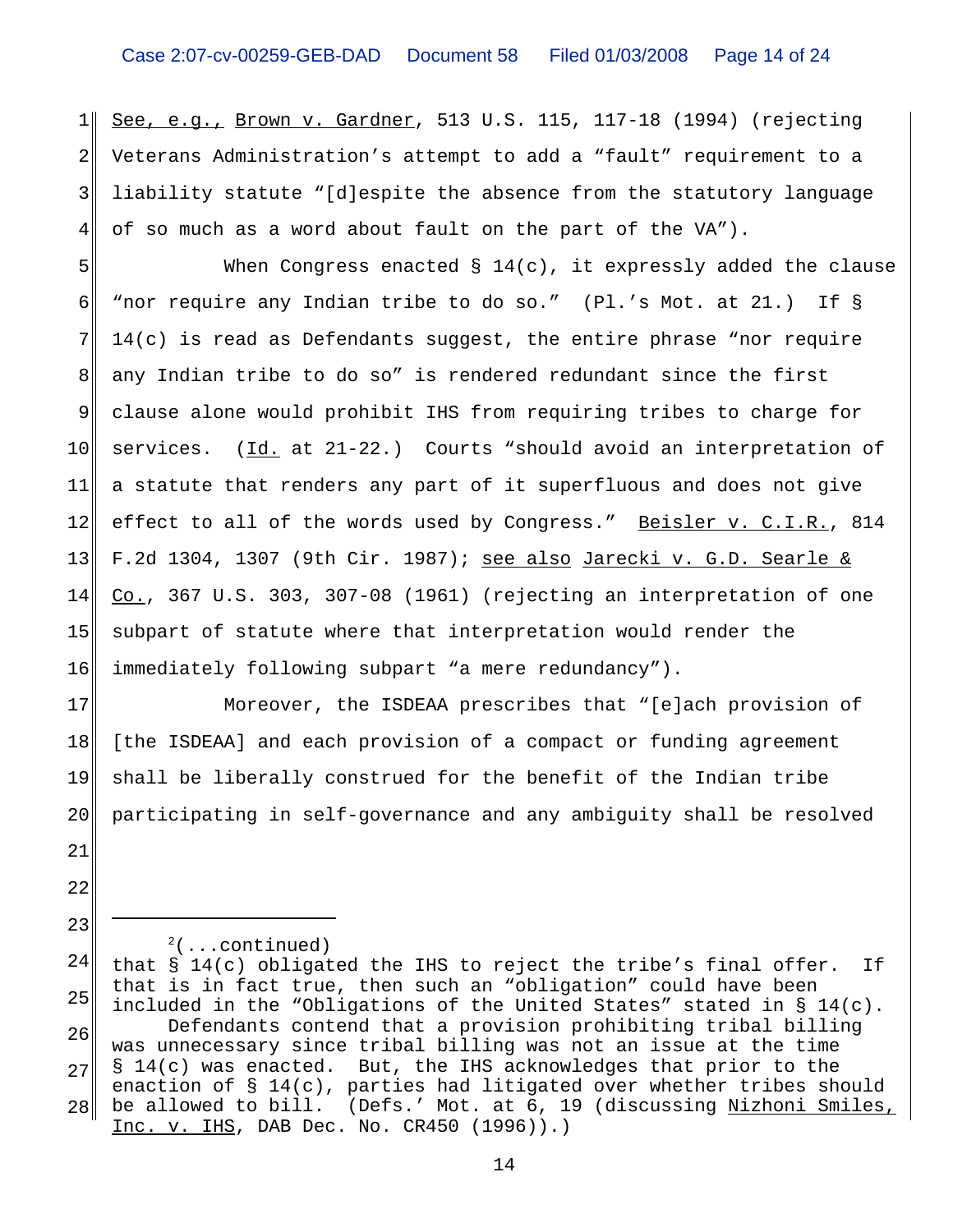See, e.g., Brown v. Gardner, 513 U.S. 115, 117-18 (1994) (rejecting Veterans Administration's attempt to add a "fault" requirement to a liability statute "[d]espite the absence from the statutory language of so much as a word about fault on the part of the VA").

When Congress enacted § 14(c), it expressly added the clause "nor require any Indian tribe to do so." (Pl.'s Mot. at 21.) If § 14(c) is read as Defendants suggest, the entire phrase "nor require any Indian tribe to do so" is rendered redundant since the first clause alone would prohibit IHS from requiring tribes to charge for services. (Id. at 21-22.) Courts "should avoid an interpretation of a statute that renders any part of it superfluous and does not give effect to all of the words used by Congress." Beisler v. C.I.R., 814 F.2d 1304, 1307 (9th Cir. 1987); see also Jarecki v. G.D. Searle & Co., 367 U.S. 303, 307-08 (1961) (rejecting an interpretation of one subpart of statute where that interpretation would render the immediately following subpart "a mere redundancy").

Moreover, the ISDEAA prescribes that "[e]ach provision of [the ISDEAA] and each provision of a compact or funding agreement shall be liberally construed for the benefit of the Indian tribe participating in self-governance and any ambiguity shall be resolved

---

[2](...continued)
that § 14(c) obligated the IHS to reject the tribe's final offer. If that is in fact true, then such an "obligation" could have been included in the "Obligations of the United States" stated in § 14(c).

Defendants contend that a provision prohibiting tribal billing was unnecessary since tribal billing was not an issue at the time § 14(c) was enacted. But, the IHS acknowledges that prior to the enaction of § 14(c), parties had litigated over whether tribes should be allowed to bill. (Defs.' Mot. at 6, 19 (discussing Nizhoni Smiles, Inc. v. IHS, DAB Dec. No. CR450 (1996)).)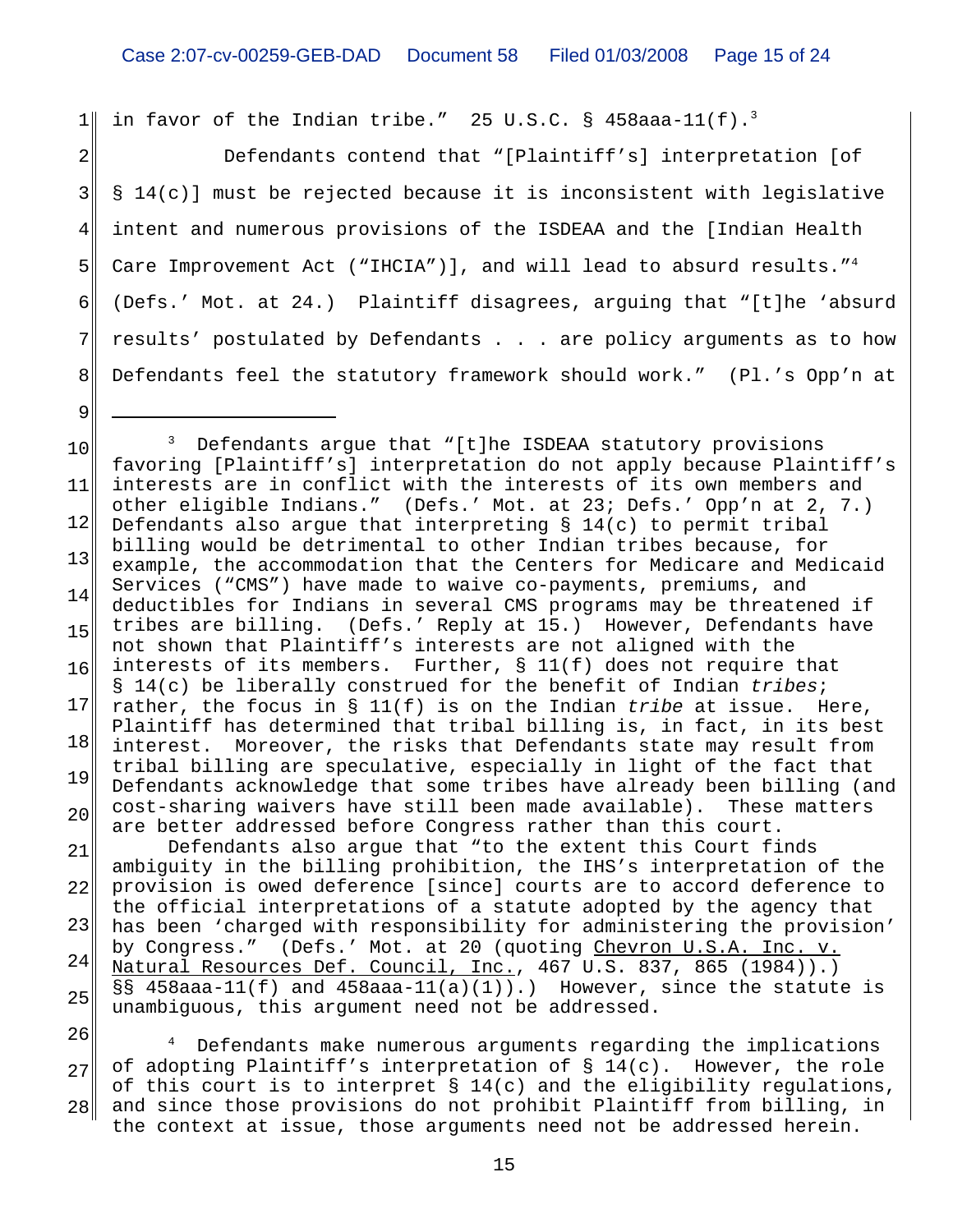in favor of the Indian tribe." 25 U.S.C. § 458aaa-11(f).[3]

Defendants contend that "[Plaintiff's] interpretation [of § 14(c)] must be rejected because it is inconsistent with legislative intent and numerous provisions of the ISDEAA and the [Indian Health Care Improvement Act ("IHCIA")], and will lead to absurd results."[4] (Defs.' Mot. at 24.) Plaintiff disagrees, arguing that "[t]he 'absurd results' postulated by Defendants . . . are policy arguments as to how Defendants feel the statutory framework should work." (Pl.'s Opp'n at

---

[3] Defendants argue that "[t]he ISDEAA statutory provisions favoring [Plaintiff's] interpretation do not apply because Plaintiff's interests are in conflict with the interests of its own members and other eligible Indians." (Defs.' Mot. at 23; Defs.' Opp'n at 2, 7.) Defendants also argue that interpreting § 14(c) to permit tribal billing would be detrimental to other Indian tribes because, for example, the accommodation that the Centers for Medicare and Medicaid Services ("CMS") have made to waive co-payments, premiums, and deductibles for Indians in several CMS programs may be threatened if tribes are billing. (Defs.' Reply at 15.) However, Defendants have not shown that Plaintiff's interests are not aligned with the interests of its members. Further, § 11(f) does not require that § 14(c) be liberally construed for the benefit of Indian *tribes*; rather, the focus in § 11(f) is on the Indian *tribe* at issue. Here, Plaintiff has determined that tribal billing is, in fact, in its best interest. Moreover, the risks that Defendants state may result from tribal billing are speculative, especially in light of the fact that Defendants acknowledge that some tribes have already been billing (and cost-sharing waivers have still been made available). These matters are better addressed before Congress rather than this court.

Defendants also argue that "to the extent this Court finds ambiguity in the billing prohibition, the IHS's interpretation of the provision is owed deference [since] courts are to accord deference to the official interpretations of a statute adopted by the agency that has been 'charged with responsibility for administering the provision' by Congress." (Defs.' Mot. at 20 (quoting Chevron U.S.A. Inc. v. Natural Resources Def. Council, Inc., 467 U.S. 837, 865 (1984)).) §§ 458aaa-11(f) and 458aaa-11(a)(1)).) However, since the statute is unambiguous, this argument need not be addressed.

[4] Defendants make numerous arguments regarding the implications of adopting Plaintiff's interpretation of § 14(c). However, the role of this court is to interpret § 14(c) and the eligibility regulations, and since those provisions do not prohibit Plaintiff from billing, in the context at issue, those arguments need not be addressed herein.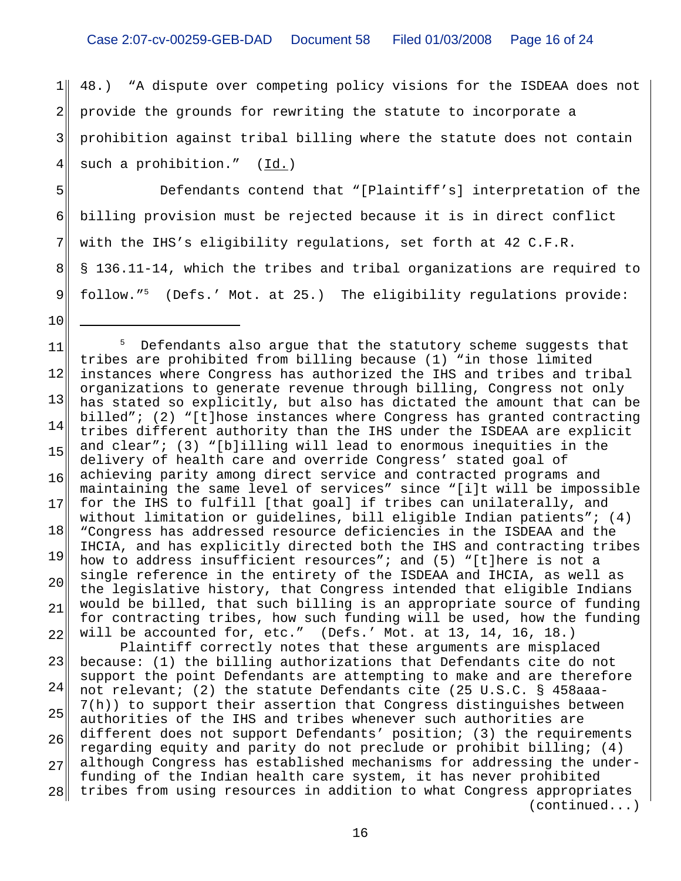48.) "A dispute over competing policy visions for the ISDEAA does not provide the grounds for rewriting the statute to incorporate a prohibition against tribal billing where the statute does not contain such a prohibition." (Id.)

Defendants contend that "[Plaintiff's] interpretation of the billing provision must be rejected because it is in direct conflict with the IHS's eligibility regulations, set forth at 42 C.F.R. § 136.11-14, which the tribes and tribal organizations are required to follow."[5] (Defs.' Mot. at 25.) The eligibility regulations provide:

---

[5] Defendants also argue that the statutory scheme suggests that tribes are prohibited from billing because (1) "in those limited instances where Congress has authorized the IHS and tribes and tribal organizations to generate revenue through billing, Congress not only has stated so explicitly, but also has dictated the amount that can be billed"; (2) "[t]hose instances where Congress has granted contracting tribes different authority than the IHS under the ISDEAA are explicit and clear"; (3) "[b]illing will lead to enormous inequities in the delivery of health care and override Congress' stated goal of achieving parity among direct service and contracted programs and maintaining the same level of services" since "[i]t will be impossible for the IHS to fulfill [that goal] if tribes can unilaterally, and without limitation or guidelines, bill eligible Indian patients"; (4) "Congress has addressed resource deficiencies in the ISDEAA and the IHCIA, and has explicitly directed both the IHS and contracting tribes how to address insufficient resources"; and (5) "[t]here is not a single reference in the entirety of the ISDEAA and IHCIA, as well as the legislative history, that Congress intended that eligible Indians would be billed, that such billing is an appropriate source of funding for contracting tribes, how such funding will be used, how the funding will be accounted for, etc." (Defs.' Mot. at 13, 14, 16, 18.)

Plaintiff correctly notes that these arguments are misplaced because: (1) the billing authorizations that Defendants cite do not support the point Defendants are attempting to make and are therefore not relevant; (2) the statute Defendants cite (25 U.S.C. § 458aaa-7(h)) to support their assertion that Congress distinguishes between authorities of the IHS and tribes whenever such authorities are different does not support Defendants' position; (3) the requirements regarding equity and parity do not preclude or prohibit billing; (4) although Congress has established mechanisms for addressing the under-funding of the Indian health care system, it has never prohibited tribes from using resources in addition to what Congress appropriates (continued...)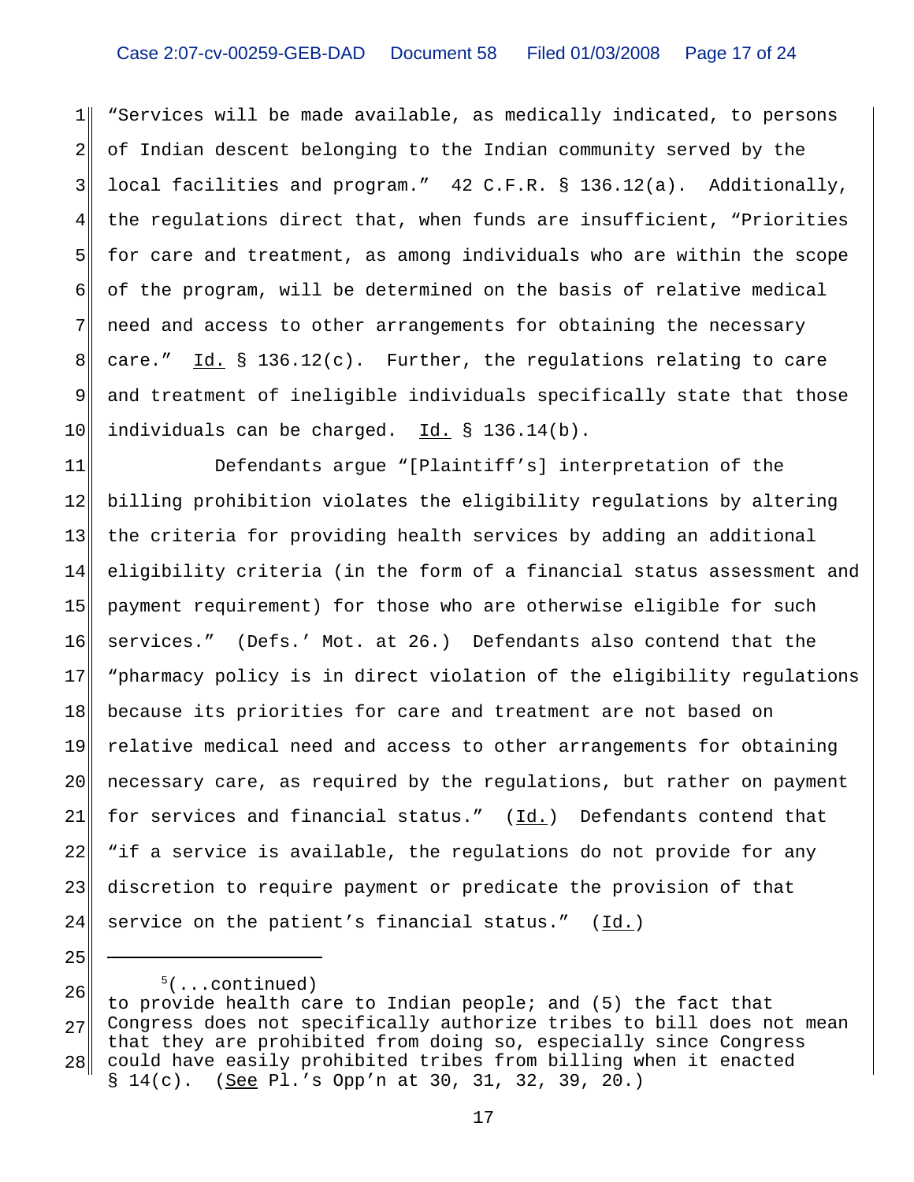"Services will be made available, as medically indicated, to persons of Indian descent belonging to the Indian community served by the local facilities and program." 42 C.F.R. § 136.12(a). Additionally, the regulations direct that, when funds are insufficient, "Priorities for care and treatment, as among individuals who are within the scope of the program, will be determined on the basis of relative medical need and access to other arrangements for obtaining the necessary care." Id. § 136.12(c). Further, the regulations relating to care and treatment of ineligible individuals specifically state that those individuals can be charged. Id. § 136.14(b).

Defendants argue "[Plaintiff's] interpretation of the billing prohibition violates the eligibility regulations by altering the criteria for providing health services by adding an additional eligibility criteria (in the form of a financial status assessment and payment requirement) for those who are otherwise eligible for such services." (Defs.' Mot. at 26.) Defendants also contend that the "pharmacy policy is in direct violation of the eligibility regulations because its priorities for care and treatment are not based on relative medical need and access to other arrangements for obtaining necessary care, as required by the regulations, but rather on payment for services and financial status." (Id.) Defendants contend that "if a service is available, the regulations do not provide for any discretion to require payment or predicate the provision of that service on the patient's financial status." (Id.)

---

[5](...continued) to provide health care to Indian people; and (5) the fact that Congress does not specifically authorize tribes to bill does not mean that they are prohibited from doing so, especially since Congress could have easily prohibited tribes from billing when it enacted § 14(c). (See Pl.'s Opp'n at 30, 31, 32, 39, 20.)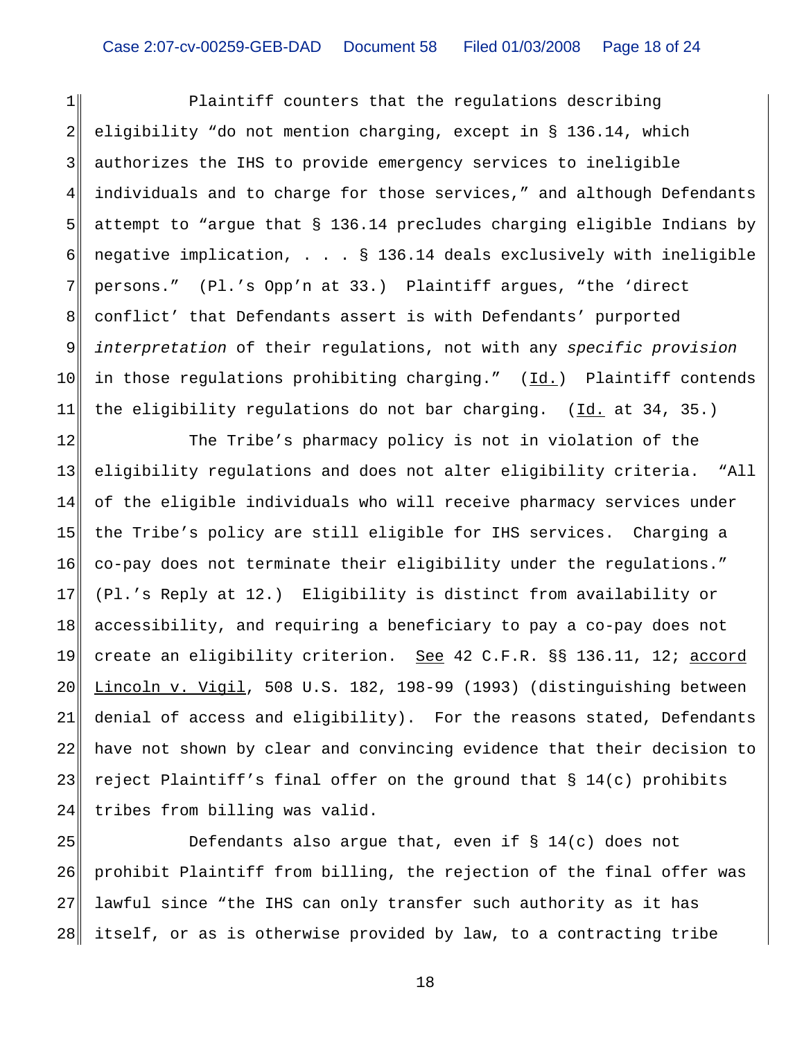Plaintiff counters that the regulations describing eligibility "do not mention charging, except in § 136.14, which authorizes the IHS to provide emergency services to ineligible individuals and to charge for those services," and although Defendants attempt to "argue that § 136.14 precludes charging eligible Indians by negative implication, . . . § 136.14 deals exclusively with ineligible persons." (Pl.'s Opp'n at 33.) Plaintiff argues, "the 'direct conflict' that Defendants assert is with Defendants' purported *interpretation* of their regulations, not with any *specific provision* in those regulations prohibiting charging." (Id.) Plaintiff contends the eligibility regulations do not bar charging. (Id. at 34, 35.)

The Tribe's pharmacy policy is not in violation of the eligibility regulations and does not alter eligibility criteria. "All of the eligible individuals who will receive pharmacy services under the Tribe's policy are still eligible for IHS services. Charging a co-pay does not terminate their eligibility under the regulations." (Pl.'s Reply at 12.) Eligibility is distinct from availability or accessibility, and requiring a beneficiary to pay a co-pay does not create an eligibility criterion. See 42 C.F.R. §§ 136.11, 12; accord Lincoln v. Vigil, 508 U.S. 182, 198-99 (1993) (distinguishing between denial of access and eligibility). For the reasons stated, Defendants have not shown by clear and convincing evidence that their decision to reject Plaintiff's final offer on the ground that § 14(c) prohibits tribes from billing was valid.

Defendants also argue that, even if § 14(c) does not prohibit Plaintiff from billing, the rejection of the final offer was lawful since "the IHS can only transfer such authority as it has itself, or as is otherwise provided by law, to a contracting tribe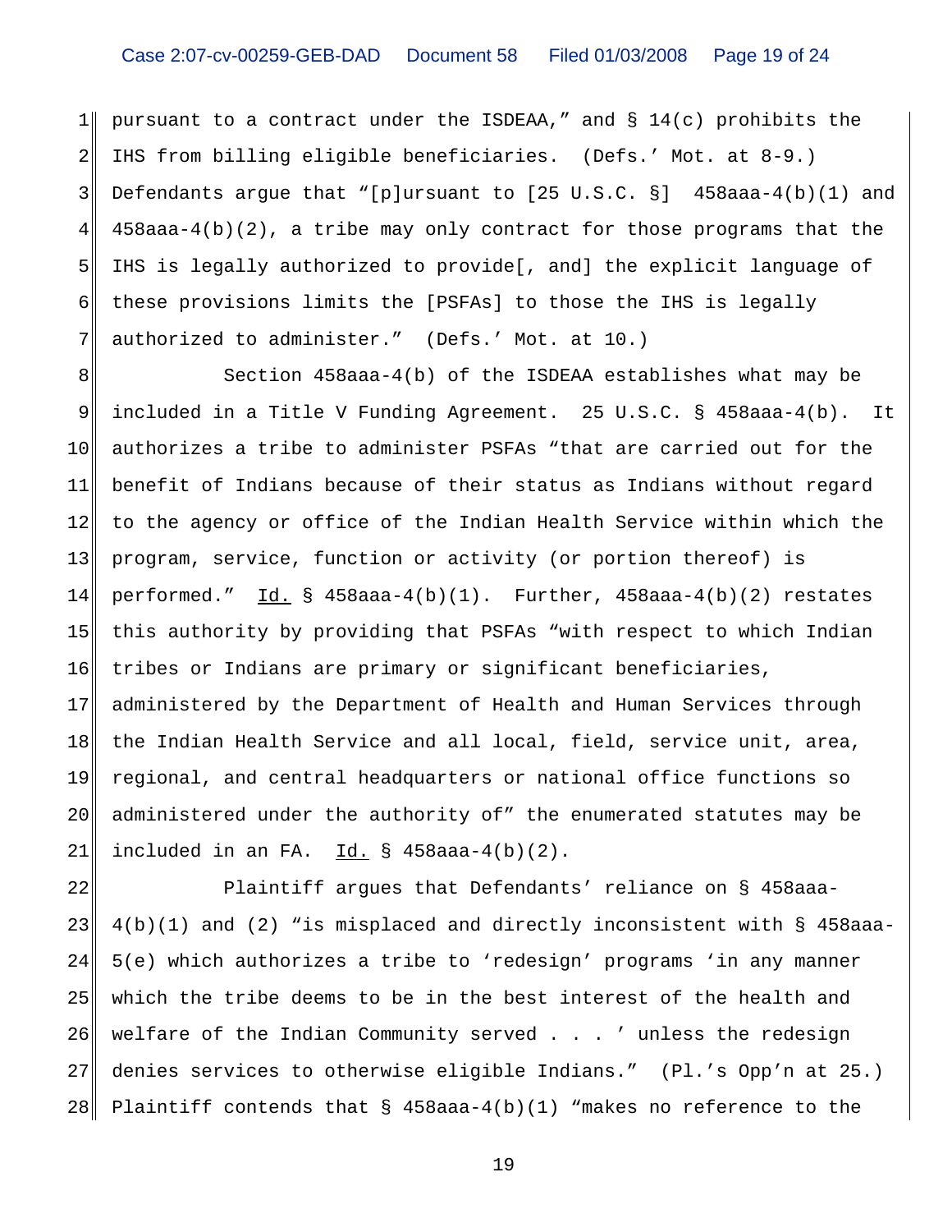pursuant to a contract under the ISDEAA," and § 14(c) prohibits the IHS from billing eligible beneficiaries. (Defs.' Mot. at 8-9.) Defendants argue that "[p]ursuant to [25 U.S.C. §] 458aaa-4(b)(1) and 458aaa-4(b)(2), a tribe may only contract for those programs that the IHS is legally authorized to provide[, and] the explicit language of these provisions limits the [PSFAs] to those the IHS is legally authorized to administer." (Defs.' Mot. at 10.)

Section 458aaa-4(b) of the ISDEAA establishes what may be included in a Title V Funding Agreement. 25 U.S.C. § 458aaa-4(b). It authorizes a tribe to administer PSFAs "that are carried out for the benefit of Indians because of their status as Indians without regard to the agency or office of the Indian Health Service within which the program, service, function or activity (or portion thereof) is performed." Id. § 458aaa-4(b)(1). Further, 458aaa-4(b)(2) restates this authority by providing that PSFAs "with respect to which Indian tribes or Indians are primary or significant beneficiaries, administered by the Department of Health and Human Services through the Indian Health Service and all local, field, service unit, area, regional, and central headquarters or national office functions so administered under the authority of" the enumerated statutes may be included in an FA. Id. § 458aaa-4(b)(2).

Plaintiff argues that Defendants' reliance on § 458aaa-4(b)(1) and (2) "is misplaced and directly inconsistent with § 458aaa-5(e) which authorizes a tribe to 'redesign' programs 'in any manner which the tribe deems to be in the best interest of the health and welfare of the Indian Community served . . . ' unless the redesign denies services to otherwise eligible Indians." (Pl.'s Opp'n at 25.) Plaintiff contends that § 458aaa-4(b)(1) "makes no reference to the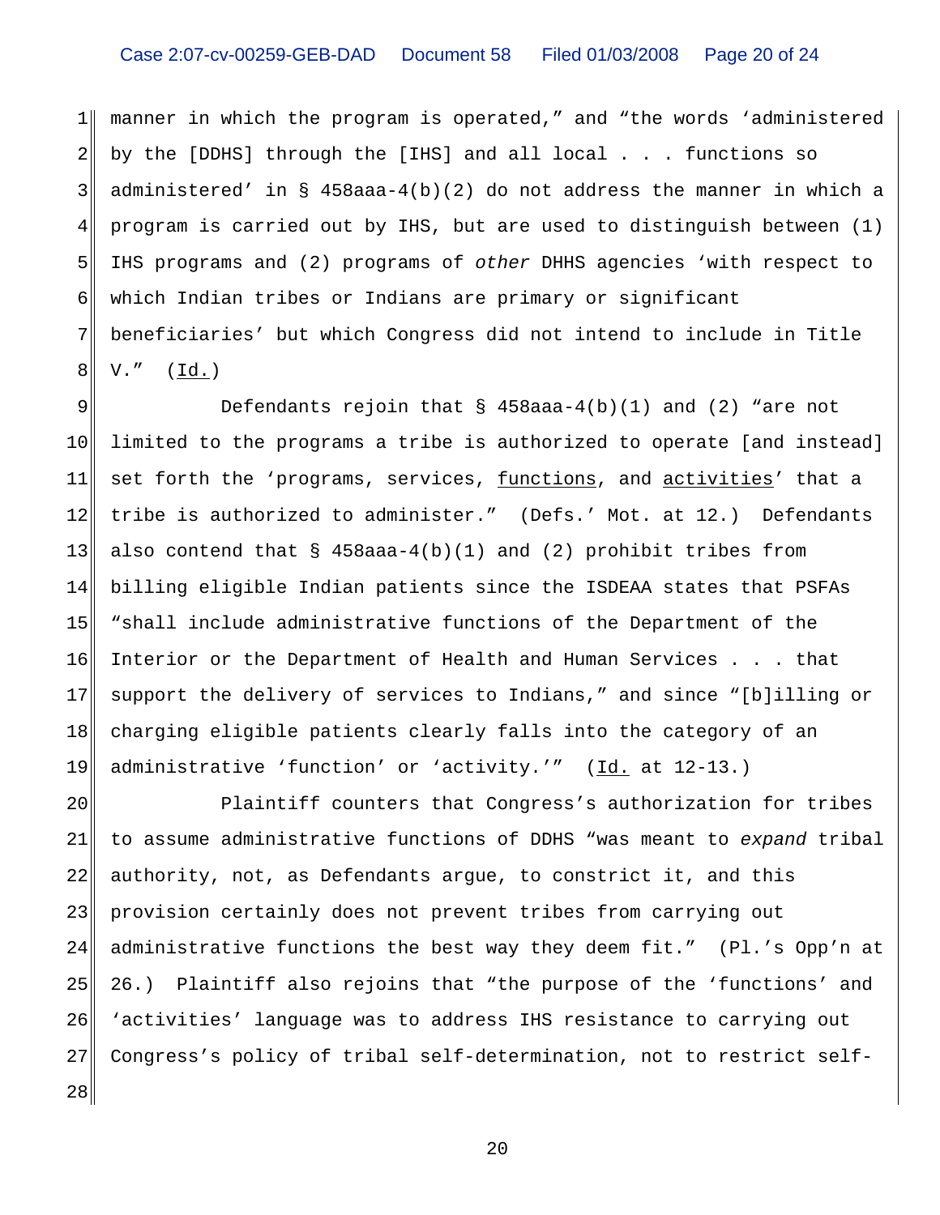manner in which the program is operated," and "the words 'administered by the [DDHS] through the [IHS] and all local . . . functions so administered' in § 458aaa-4(b)(2) do not address the manner in which a program is carried out by IHS, but are used to distinguish between (1) IHS programs and (2) programs of *other* DHHS agencies 'with respect to which Indian tribes or Indians are primary or significant beneficiaries' but which Congress did not intend to include in Title V." (Id.)

Defendants rejoin that § 458aaa-4(b)(1) and (2) "are not limited to the programs a tribe is authorized to operate [and instead] set forth the 'programs, services, functions, and activities' that a tribe is authorized to administer." (Defs.' Mot. at 12.) Defendants also contend that § 458aaa-4(b)(1) and (2) prohibit tribes from billing eligible Indian patients since the ISDEAA states that PSFAs "shall include administrative functions of the Department of the Interior or the Department of Health and Human Services . . . that support the delivery of services to Indians," and since "[b]illing or charging eligible patients clearly falls into the category of an administrative 'function' or 'activity.'" (Id. at 12-13.)

Plaintiff counters that Congress's authorization for tribes to assume administrative functions of DDHS "was meant to *expand* tribal authority, not, as Defendants argue, to constrict it, and this provision certainly does not prevent tribes from carrying out administrative functions the best way they deem fit." (Pl.'s Opp'n at 26.) Plaintiff also rejoins that "the purpose of the 'functions' and 'activities' language was to address IHS resistance to carrying out Congress's policy of tribal self-determination, not to restrict self-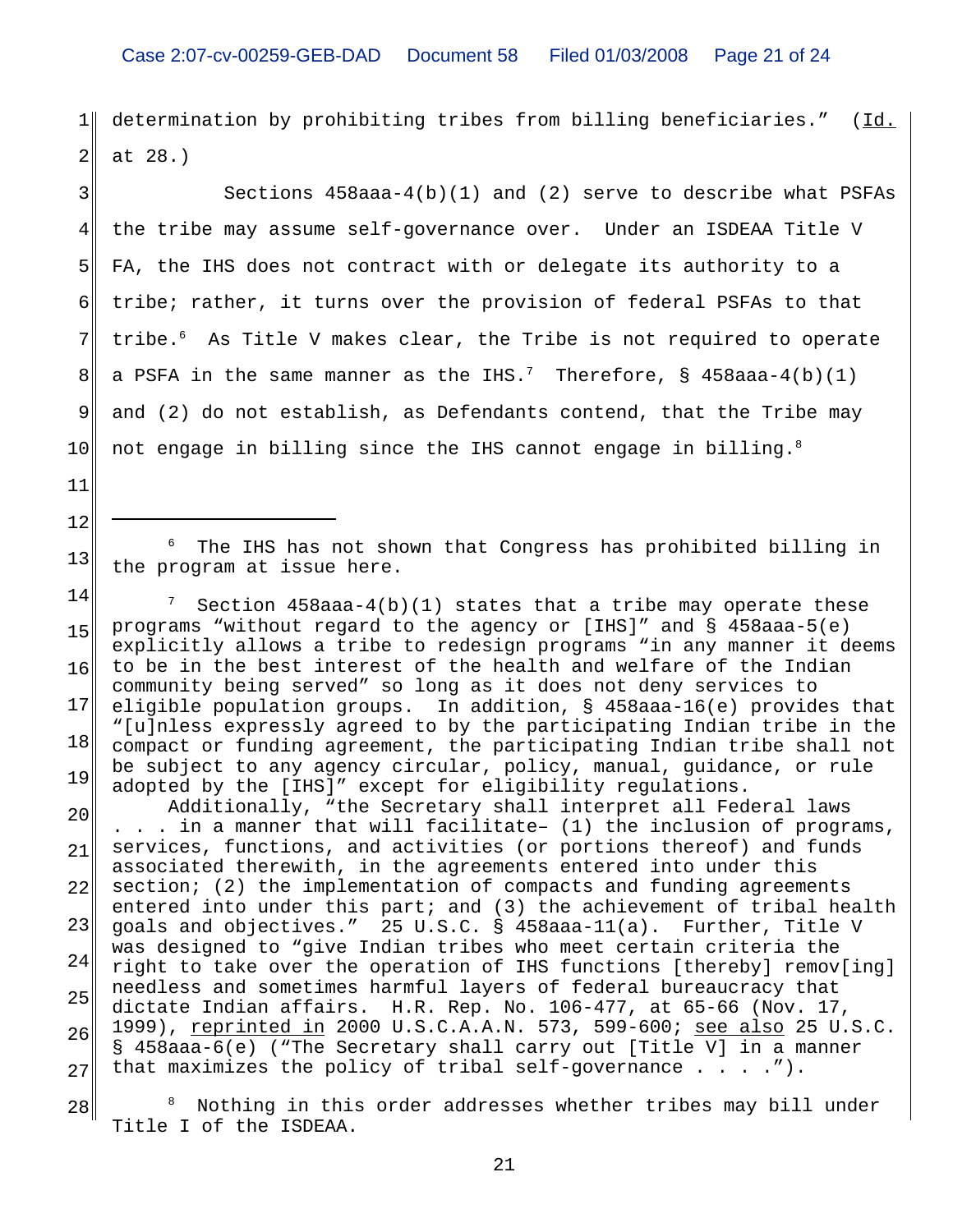determination by prohibiting tribes from billing beneficiaries." (Id. at 28.)

Sections 458aaa-4(b)(1) and (2) serve to describe what PSFAs the tribe may assume self-governance over. Under an ISDEAA Title V FA, the IHS does not contract with or delegate its authority to a tribe; rather, it turns over the provision of federal PSFAs to that tribe.[6] As Title V makes clear, the Tribe is not required to operate a PSFA in the same manner as the IHS.[7] Therefore, § 458aaa-4(b)(1) and (2) do not establish, as Defendants contend, that the Tribe may not engage in billing since the IHS cannot engage in billing.[8]

---

[6] The IHS has not shown that Congress has prohibited billing in the program at issue here.

[7] Section 458aaa-4(b)(1) states that a tribe may operate these programs "without regard to the agency or [IHS]" and § 458aaa-5(e) explicitly allows a tribe to redesign programs "in any manner it deems to be in the best interest of the health and welfare of the Indian community being served" so long as it does not deny services to eligible population groups. In addition, § 458aaa-16(e) provides that "[u]nless expressly agreed to by the participating Indian tribe in the compact or funding agreement, the participating Indian tribe shall not be subject to any agency circular, policy, manual, guidance, or rule adopted by the [IHS]" except for eligibility regulations.

Additionally, "the Secretary shall interpret all Federal laws . . . in a manner that will facilitate– (1) the inclusion of programs, services, functions, and activities (or portions thereof) and funds associated therewith, in the agreements entered into under this section; (2) the implementation of compacts and funding agreements entered into under this part; and (3) the achievement of tribal health goals and objectives." 25 U.S.C. § 458aaa-11(a). Further, Title V was designed to "give Indian tribes who meet certain criteria the right to take over the operation of IHS functions [thereby] remov[ing] needless and sometimes harmful layers of federal bureaucracy that dictate Indian affairs. H.R. Rep. No. 106-477, at 65-66 (Nov. 17, 1999), reprinted in 2000 U.S.C.A.A.N. 573, 599-600; see also 25 U.S.C. § 458aaa-6(e) ("The Secretary shall carry out [Title V] in a manner that maximizes the policy of tribal self-governance . . . .").

[8] Nothing in this order addresses whether tribes may bill under Title I of the ISDEAA.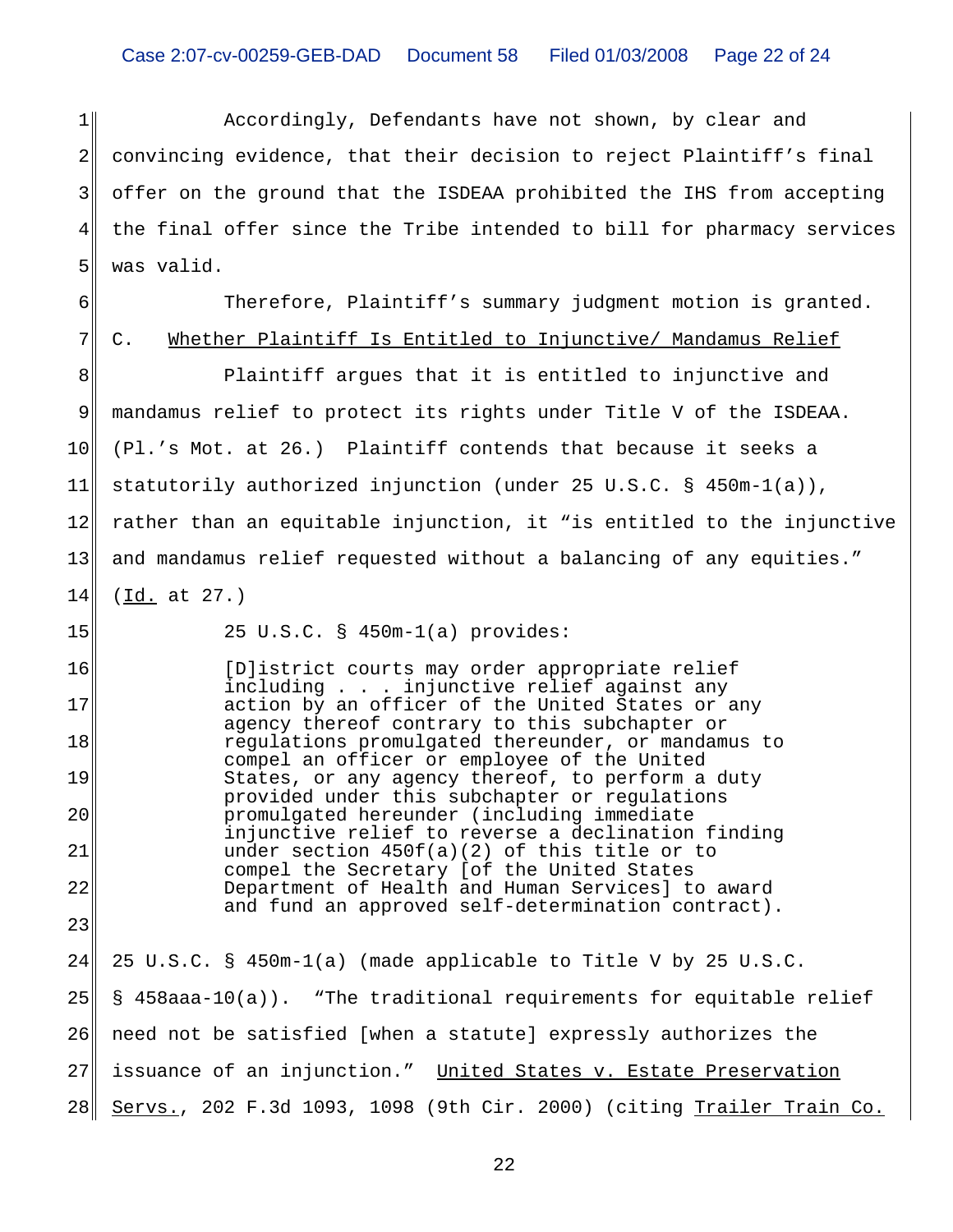Accordingly, Defendants have not shown, by clear and convincing evidence, that their decision to reject Plaintiff's final offer on the ground that the ISDEAA prohibited the IHS from accepting the final offer since the Tribe intended to bill for pharmacy services was valid.

Therefore, Plaintiff's summary judgment motion is granted.

C. Whether Plaintiff Is Entitled to Injunctive/ Mandamus Relief

Plaintiff argues that it is entitled to injunctive and mandamus relief to protect its rights under Title V of the ISDEAA. (Pl.'s Mot. at 26.) Plaintiff contends that because it seeks a statutorily authorized injunction (under 25 U.S.C. § 450m-1(a)), rather than an equitable injunction, it "is entitled to the injunctive and mandamus relief requested without a balancing of any equities." (Id. at 27.)

25 U.S.C. § 450m-1(a) provides:

> [D]istrict courts may order appropriate relief including . . . injunctive relief against any action by an officer of the United States or any agency thereof contrary to this subchapter or regulations promulgated thereunder, or mandamus to compel an officer or employee of the United States, or any agency thereof, to perform a duty provided under this subchapter or regulations promulgated hereunder (including immediate injunctive relief to reverse a declination finding under section 450f(a)(2) of this title or to compel the Secretary [of the United States Department of Health and Human Services] to award and fund an approved self-determination contract).

25 U.S.C. § 450m-1(a) (made applicable to Title V by 25 U.S.C. § 458aaa-10(a)). "The traditional requirements for equitable relief need not be satisfied [when a statute] expressly authorizes the issuance of an injunction." United States v. Estate Preservation Servs., 202 F.3d 1093, 1098 (9th Cir. 2000) (citing Trailer Train Co.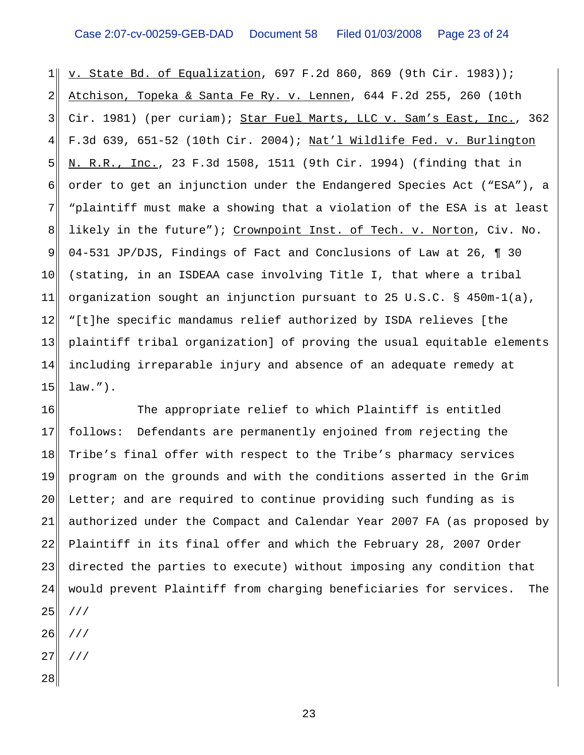v. State Bd. of Equalization, 697 F.2d 860, 869 (9th Cir. 1983)); Atchison, Topeka & Santa Fe Ry. v. Lennen, 644 F.2d 255, 260 (10th Cir. 1981) (per curiam); Star Fuel Marts, LLC v. Sam's East, Inc., 362 F.3d 639, 651-52 (10th Cir. 2004); Nat'l Wildlife Fed. v. Burlington N. R.R., Inc., 23 F.3d 1508, 1511 (9th Cir. 1994) (finding that in order to get an injunction under the Endangered Species Act ("ESA"), a "plaintiff must make a showing that a violation of the ESA is at least likely in the future"); Crownpoint Inst. of Tech. v. Norton, Civ. No. 04-531 JP/DJS, Findings of Fact and Conclusions of Law at 26, ¶ 30 (stating, in an ISDEAA case involving Title I, that where a tribal organization sought an injunction pursuant to 25 U.S.C. § 450m-1(a), "[t]he specific mandamus relief authorized by ISDA relieves [the plaintiff tribal organization] of proving the usual equitable elements including irreparable injury and absence of an adequate remedy at law.").

The appropriate relief to which Plaintiff is entitled follows: Defendants are permanently enjoined from rejecting the Tribe's final offer with respect to the Tribe's pharmacy services program on the grounds and with the conditions asserted in the Grim Letter; and are required to continue providing such funding as is authorized under the Compact and Calendar Year 2007 FA (as proposed by Plaintiff in its final offer and which the February 28, 2007 Order directed the parties to execute) without imposing any condition that would prevent Plaintiff from charging beneficiaries for services. The

///

///

///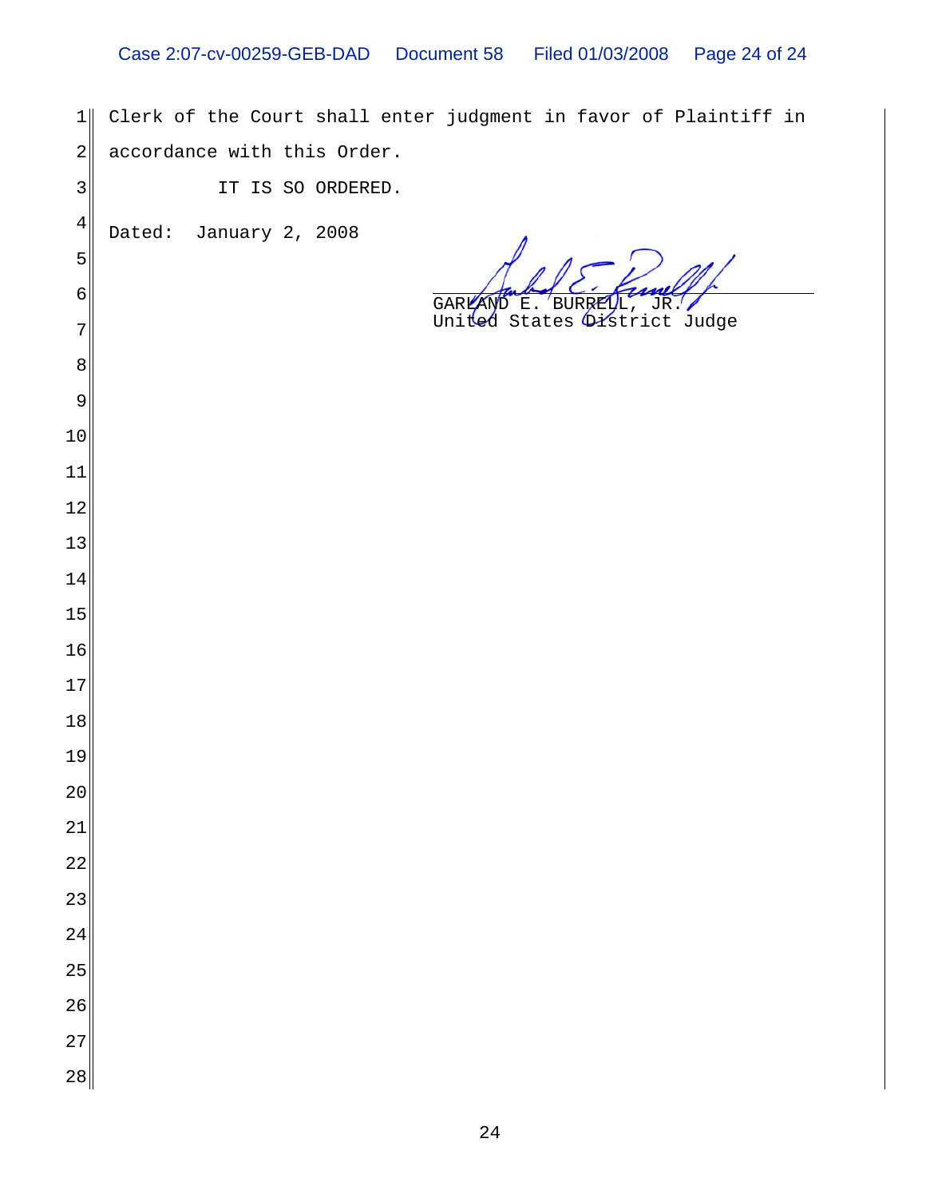Clerk of the Court shall enter judgment in favor of Plaintiff in accordance with this Order.

IT IS SO ORDERED.

Dated: January 2, 2008

GARLAND E. BURRELL, JR.
United States District Judge